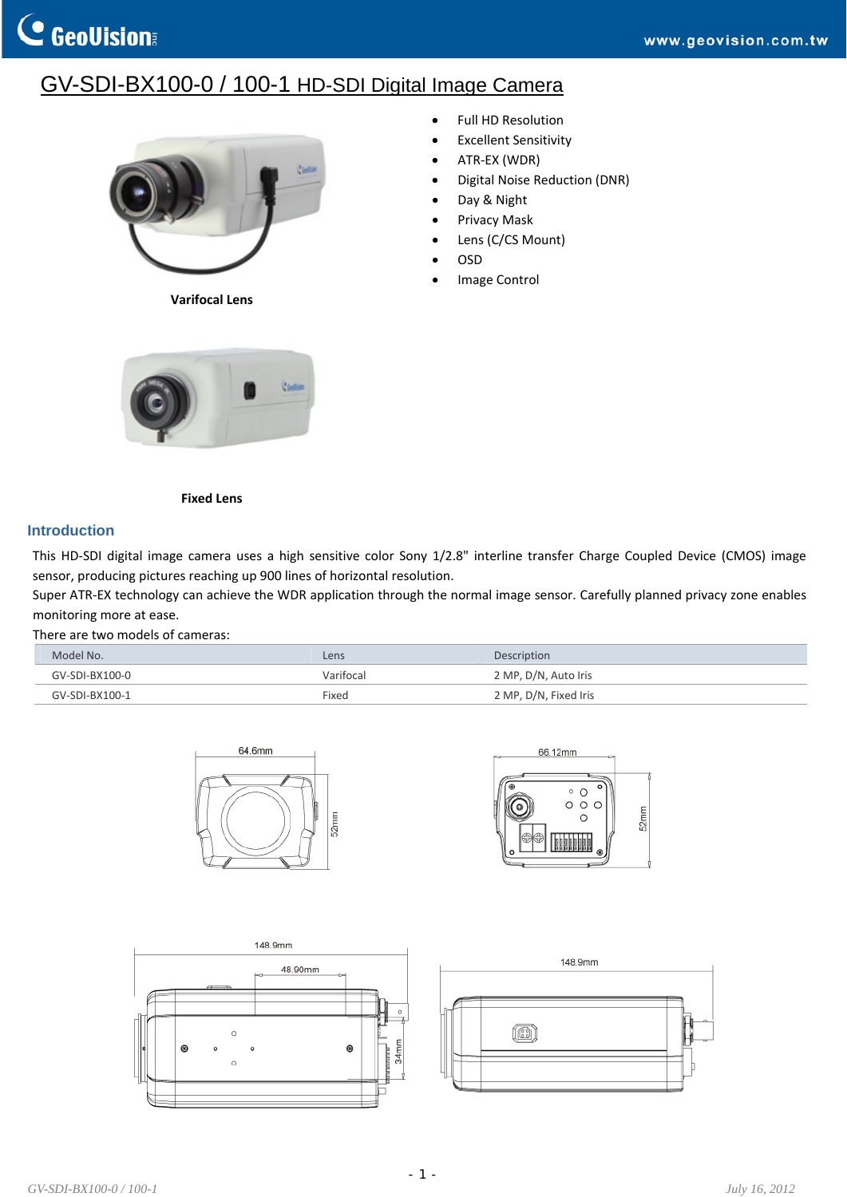# GV-SDI-BX100-0 / 100-1 HD-SDI Digital Image Camera

Varifocal Lens

Fixed Lens

- Full HD Resolution
- Excellent Sensitivity
- ATR-EX (WDR)
- Digital Noise Reduction (DNR)
- Day & Night
- Privacy Mask
- Lens (C/CS Mount)
- OSD
- Image Control

## Introduction

This HD-SDI digital image camera uses a high sensitive color Sony 1/2.8" interline transfer Charge Coupled Device (CMOS) image sensor, producing pictures reaching up 900 lines of horizontal resolution.

Super ATR-EX technology can achieve the WDR application through the normal image sensor. Carefully planned privacy zone enables monitoring more at ease.

There are two models of cameras:

| Model No. | Lens | Description |
|---|---|---|
| GV-SDI-BX100-0 | Varifocal | 2 MP, D/N, Auto Iris |
| GV-SDI-BX100-1 | Fixed | 2 MP, D/N, Fixed Iris |

64.6mm, 52mm

66.12mm, 52mm

148.9mm, 48.90mm, 34mm

148.9mm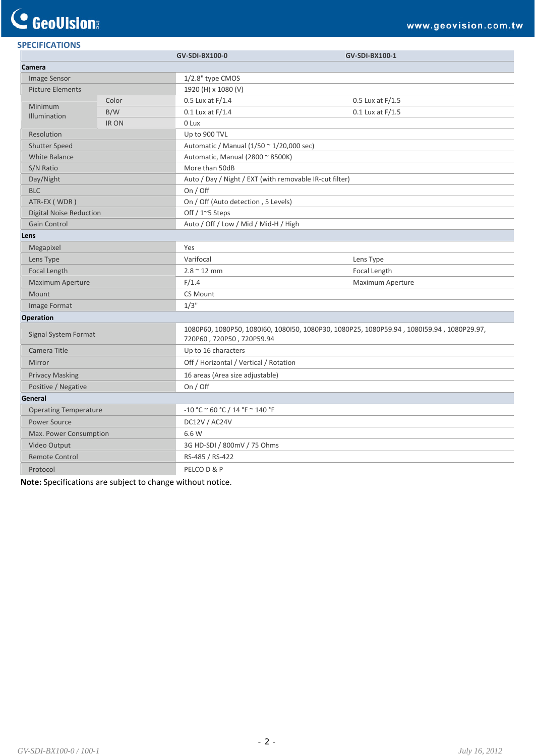## SPECIFICATIONS

| | | GV-SDI-BX100-0 | GV-SDI-BX100-1 |
|---|---|---|---|
| **Camera** | | | |
| Image Sensor | | 1/2.8" type CMOS | |
| Picture Elements | | 1920 (H) x 1080 (V) | |
| Minimum Illumination | Color | 0.5 Lux at F/1.4 | 0.5 Lux at F/1.5 |
| | B/W | 0.1 Lux at F/1.4 | 0.1 Lux at F/1.5 |
| | IR ON | 0 Lux | |
| Resolution | | Up to 900 TVL | |
| Shutter Speed | | Automatic / Manual (1/50 ~ 1/20,000 sec) | |
| White Balance | | Automatic, Manual (2800 ~ 8500K) | |
| S/N Ratio | | More than 50dB | |
| Day/Night | | Auto / Day / Night / EXT (with removable IR-cut filter) | |
| BLC | | On / Off | |
| ATR-EX ( WDR ) | | On / Off (Auto detection , 5 Levels) | |
| Digital Noise Reduction | | Off / 1~5 Steps | |
| Gain Control | | Auto / Off / Low / Mid / Mid-H / High | |
| **Lens** | | | |
| Megapixel | | Yes | |
| Lens Type | | Varifocal | Lens Type |
| Focal Length | | 2.8 ~ 12 mm | Focal Length |
| Maximum Aperture | | F/1.4 | Maximum Aperture |
| Mount | | CS Mount | |
| Image Format | | 1/3" | |
| **Operation** | | | |
| Signal System Format | | 1080P60, 1080P50, 1080I60, 1080I50, 1080P30, 1080P25, 1080P59.94 , 1080I59.94 , 1080P29.97, 720P60 , 720P50 , 720P59.94 | |
| Camera Title | | Up to 16 characters | |
| Mirror | | Off / Horizontal / Vertical / Rotation | |
| Privacy Masking | | 16 areas (Area size adjustable) | |
| Positive / Negative | | On / Off | |
| **General** | | | |
| Operating Temperature | | -10 °C ~ 60 °C / 14 °F ~ 140 °F | |
| Power Source | | DC12V / AC24V | |
| Max. Power Consumption | | 6.6 W | |
| Video Output | | 3G HD-SDI / 800mV / 75 Ohms | |
| Remote Control | | RS-485 / RS-422 | |
| Protocol | | PELCO D & P | |

**Note:** Specifications are subject to change without notice.